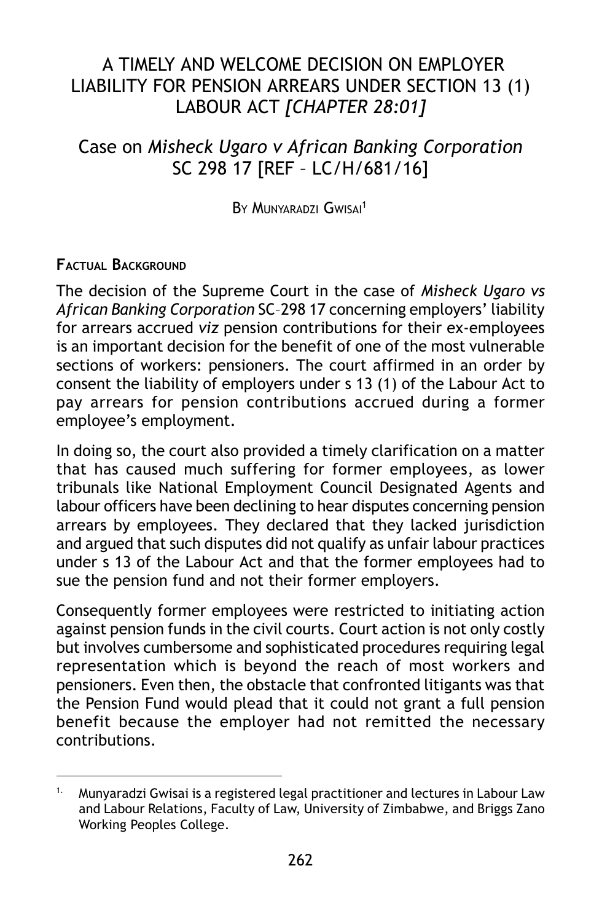# A TIMELY AND WELCOME DECISION ON EMPLOYER LIABILITY FOR PENSION ARREARS UNDER SECTION 13 (1) LABOUR ACT *[CHAPTER 28:01]*

## Case on *Misheck Ugaro v African Banking Corporation* SC 298 17 [REF – LC/H/681/16]

By Munyaradzi Gwisai[1]

**Factual Background**

The decision of the Supreme Court in the case of *Misheck Ugaro vs African Banking Corporation* SC–298 17 concerning employers' liability for arrears accrued *viz* pension contributions for their ex-employees is an important decision for the benefit of one of the most vulnerable sections of workers: pensioners. The court affirmed in an order by consent the liability of employers under s 13 (1) of the Labour Act to pay arrears for pension contributions accrued during a former employee's employment.

In doing so, the court also provided a timely clarification on a matter that has caused much suffering for former employees, as lower tribunals like National Employment Council Designated Agents and labour officers have been declining to hear disputes concerning pension arrears by employees. They declared that they lacked jurisdiction and argued that such disputes did not qualify as unfair labour practices under s 13 of the Labour Act and that the former employees had to sue the pension fund and not their former employers.

Consequently former employees were restricted to initiating action against pension funds in the civil courts. Court action is not only costly but involves cumbersome and sophisticated procedures requiring legal representation which is beyond the reach of most workers and pensioners. Even then, the obstacle that confronted litigants was that the Pension Fund would plead that it could not grant a full pension benefit because the employer had not remitted the necessary contributions.

---

[1] Munyaradzi Gwisai is a registered legal practitioner and lectures in Labour Law and Labour Relations, Faculty of Law, University of Zimbabwe, and Briggs Zano Working Peoples College.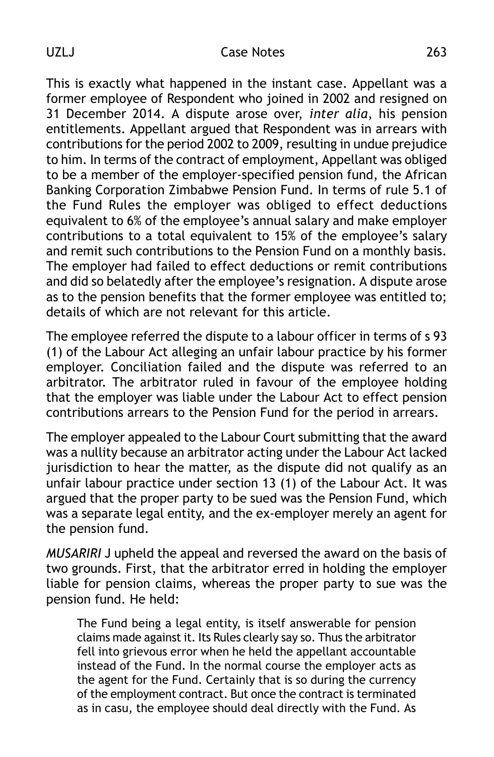This is exactly what happened in the instant case. Appellant was a former employee of Respondent who joined in 2002 and resigned on 31 December 2014. A dispute arose over, *inter alia*, his pension entitlements. Appellant argued that Respondent was in arrears with contributions for the period 2002 to 2009, resulting in undue prejudice to him. In terms of the contract of employment, Appellant was obliged to be a member of the employer-specified pension fund, the African Banking Corporation Zimbabwe Pension Fund. In terms of rule 5.1 of the Fund Rules the employer was obliged to effect deductions equivalent to 6% of the employee's annual salary and make employer contributions to a total equivalent to 15% of the employee's salary and remit such contributions to the Pension Fund on a monthly basis. The employer had failed to effect deductions or remit contributions and did so belatedly after the employee's resignation. A dispute arose as to the pension benefits that the former employee was entitled to; details of which are not relevant for this article.

The employee referred the dispute to a labour officer in terms of s 93 (1) of the Labour Act alleging an unfair labour practice by his former employer. Conciliation failed and the dispute was referred to an arbitrator. The arbitrator ruled in favour of the employee holding that the employer was liable under the Labour Act to effect pension contributions arrears to the Pension Fund for the period in arrears.

The employer appealed to the Labour Court submitting that the award was a nullity because an arbitrator acting under the Labour Act lacked jurisdiction to hear the matter, as the dispute did not qualify as an unfair labour practice under section 13 (1) of the Labour Act. It was argued that the proper party to be sued was the Pension Fund, which was a separate legal entity, and the ex-employer merely an agent for the pension fund.

*MUSARIRI* J upheld the appeal and reversed the award on the basis of two grounds. First, that the arbitrator erred in holding the employer liable for pension claims, whereas the proper party to sue was the pension fund. He held:

> The Fund being a legal entity, is itself answerable for pension claims made against it. Its Rules clearly say so. Thus the arbitrator fell into grievous error when he held the appellant accountable instead of the Fund. In the normal course the employer acts as the agent for the Fund. Certainly that is so during the currency of the employment contract. But once the contract is terminated as in casu, the employee should deal directly with the Fund. As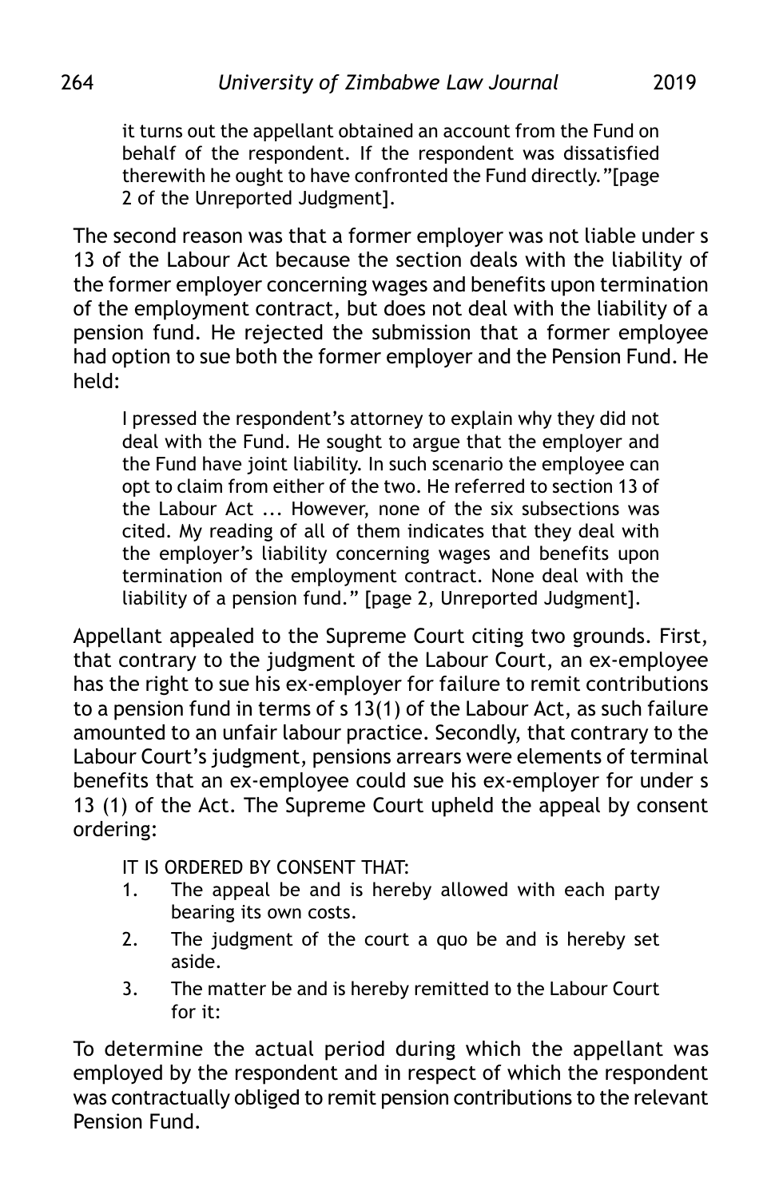> it turns out the appellant obtained an account from the Fund on behalf of the respondent. If the respondent was dissatisfied therewith he ought to have confronted the Fund directly."[page 2 of the Unreported Judgment].

The second reason was that a former employer was not liable under s 13 of the Labour Act because the section deals with the liability of the former employer concerning wages and benefits upon termination of the employment contract, but does not deal with the liability of a pension fund. He rejected the submission that a former employee had option to sue both the former employer and the Pension Fund. He held:

> I pressed the respondent's attorney to explain why they did not deal with the Fund. He sought to argue that the employer and the Fund have joint liability. In such scenario the employee can opt to claim from either of the two. He referred to section 13 of the Labour Act ... However, none of the six subsections was cited. My reading of all of them indicates that they deal with the employer's liability concerning wages and benefits upon termination of the employment contract. None deal with the liability of a pension fund." [page 2, Unreported Judgment].

Appellant appealed to the Supreme Court citing two grounds. First, that contrary to the judgment of the Labour Court, an ex-employee has the right to sue his ex-employer for failure to remit contributions to a pension fund in terms of s 13(1) of the Labour Act, as such failure amounted to an unfair labour practice. Secondly, that contrary to the Labour Court's judgment, pensions arrears were elements of terminal benefits that an ex-employee could sue his ex-employer for under s 13 (1) of the Act. The Supreme Court upheld the appeal by consent ordering:

> IT IS ORDERED BY CONSENT THAT:
> 1. The appeal be and is hereby allowed with each party bearing its own costs.
> 2. The judgment of the court a quo be and is hereby set aside.
> 3. The matter be and is hereby remitted to the Labour Court for it:

To determine the actual period during which the appellant was employed by the respondent and in respect of which the respondent was contractually obliged to remit pension contributions to the relevant Pension Fund.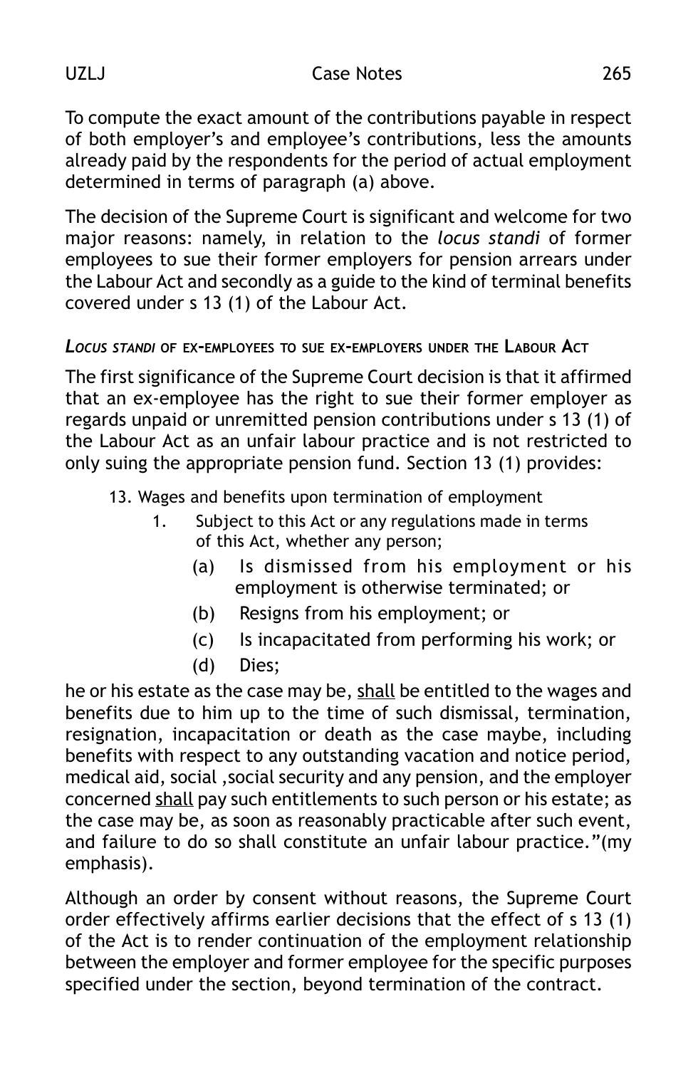To compute the exact amount of the contributions payable in respect of both employer's and employee's contributions, less the amounts already paid by the respondents for the period of actual employment determined in terms of paragraph (a) above.

The decision of the Supreme Court is significant and welcome for two major reasons: namely, in relation to the *locus standi* of former employees to sue their former employers for pension arrears under the Labour Act and secondly as a guide to the kind of terminal benefits covered under s 13 (1) of the Labour Act.

### *Locus standi* of ex-employees to sue ex-employers under the Labour Act

The first significance of the Supreme Court decision is that it affirmed that an ex-employee has the right to sue their former employer as regards unpaid or unremitted pension contributions under s 13 (1) of the Labour Act as an unfair labour practice and is not restricted to only suing the appropriate pension fund. Section 13 (1) provides:

> 13. Wages and benefits upon termination of employment
>
> 1. Subject to this Act or any regulations made in terms of this Act, whether any person;
>     (a) Is dismissed from his employment or his employment is otherwise terminated; or
>     (b) Resigns from his employment; or
>     (c) Is incapacitated from performing his work; or
>     (d) Dies;

he or his estate as the case may be, <u>shall</u> be entitled to the wages and benefits due to him up to the time of such dismissal, termination, resignation, incapacitation or death as the case maybe, including benefits with respect to any outstanding vacation and notice period, medical aid, social ,social security and any pension, and the employer concerned <u>shall</u> pay such entitlements to such person or his estate; as the case may be, as soon as reasonably practicable after such event, and failure to do so shall constitute an unfair labour practice."(my emphasis).

Although an order by consent without reasons, the Supreme Court order effectively affirms earlier decisions that the effect of s 13 (1) of the Act is to render continuation of the employment relationship between the employer and former employee for the specific purposes specified under the section, beyond termination of the contract.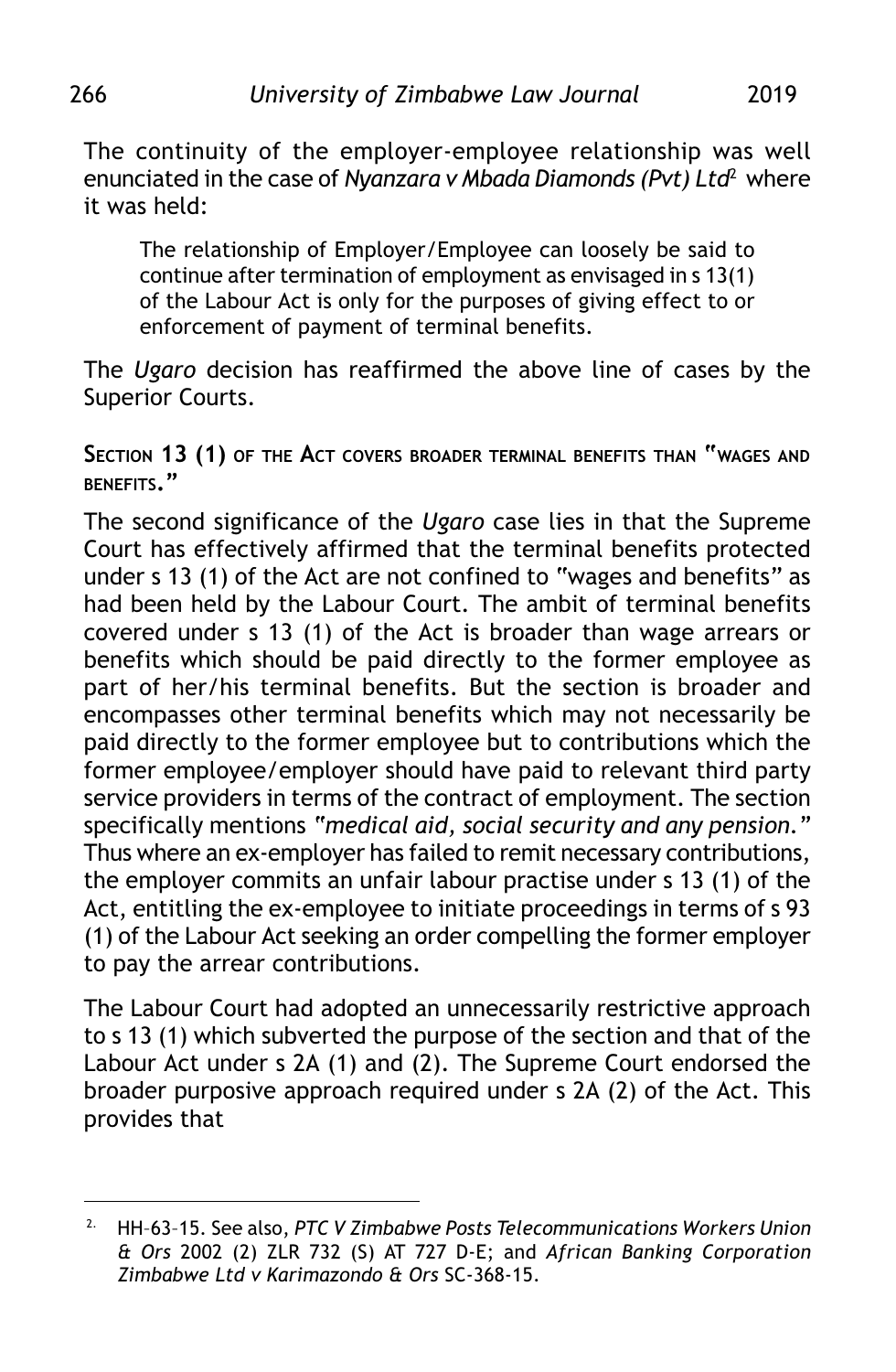The continuity of the employer-employee relationship was well enunciated in the case of *Nyanzara v Mbada Diamonds (Pvt) Ltd*[2] where it was held:

> The relationship of Employer/Employee can loosely be said to continue after termination of employment as envisaged in s 13(1) of the Labour Act is only for the purposes of giving effect to or enforcement of payment of terminal benefits.

The *Ugaro* decision has reaffirmed the above line of cases by the Superior Courts.

**SECTION 13 (1) OF THE ACT COVERS BROADER TERMINAL BENEFITS THAN "WAGES AND BENEFITS."**

The second significance of the *Ugaro* case lies in that the Supreme Court has effectively affirmed that the terminal benefits protected under s 13 (1) of the Act are not confined to "wages and benefits" as had been held by the Labour Court. The ambit of terminal benefits covered under s 13 (1) of the Act is broader than wage arrears or benefits which should be paid directly to the former employee as part of her/his terminal benefits. But the section is broader and encompasses other terminal benefits which may not necessarily be paid directly to the former employee but to contributions which the former employee/employer should have paid to relevant third party service providers in terms of the contract of employment. The section specifically mentions *"medical aid, social security and any pension."* Thus where an ex-employer has failed to remit necessary contributions, the employer commits an unfair labour practise under s 13 (1) of the Act, entitling the ex-employee to initiate proceedings in terms of s 93 (1) of the Labour Act seeking an order compelling the former employer to pay the arrear contributions.

The Labour Court had adopted an unnecessarily restrictive approach to s 13 (1) which subverted the purpose of the section and that of the Labour Act under s 2A (1) and (2). The Supreme Court endorsed the broader purposive approach required under s 2A (2) of the Act. This provides that

---

[2] HH–63–15. See also, *PTC V Zimbabwe Posts Telecommunications Workers Union & Ors* 2002 (2) ZLR 732 (S) AT 727 D-E; and *African Banking Corporation Zimbabwe Ltd v Karimazondo & Ors* SC-368-15.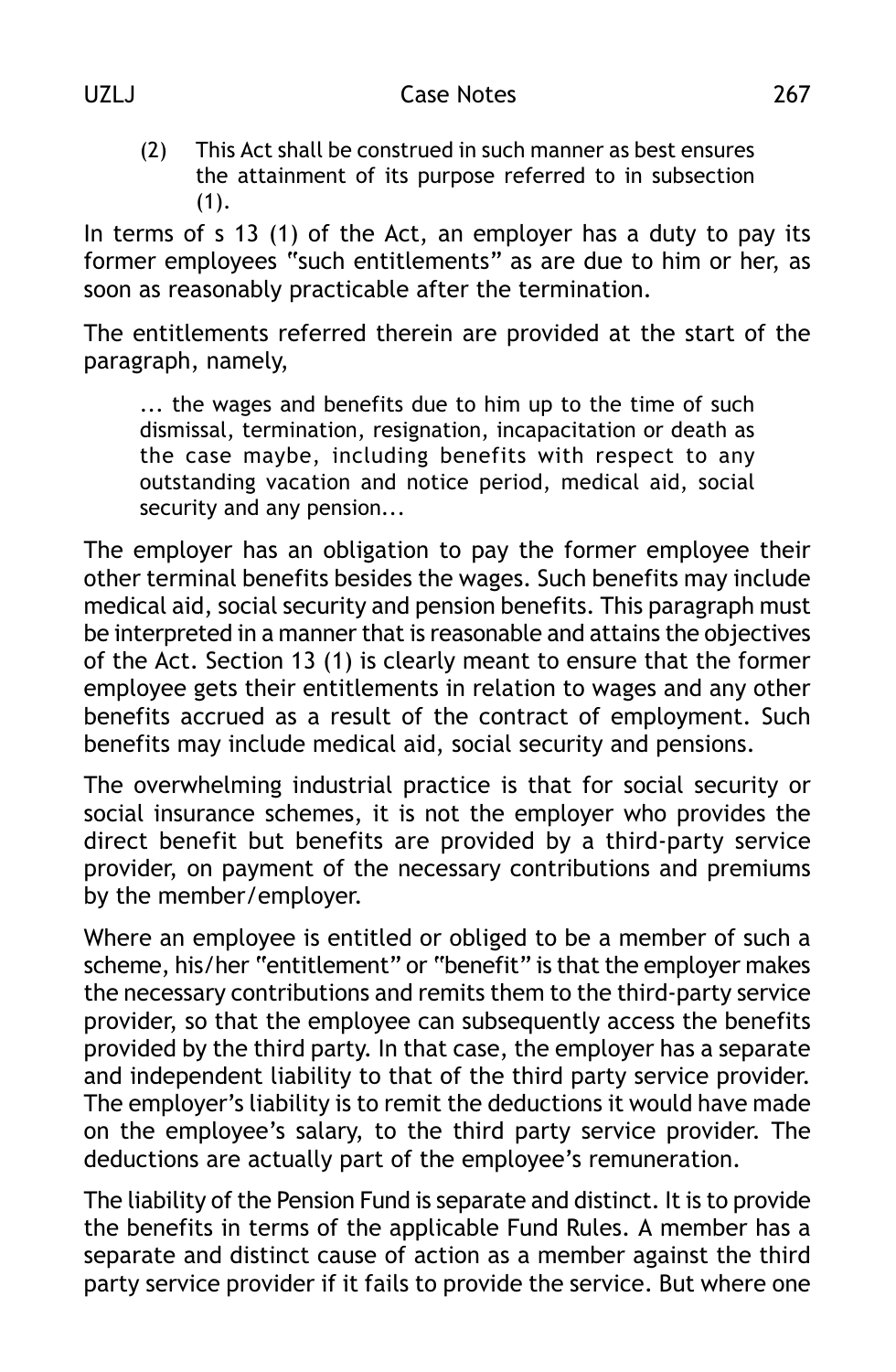(2) This Act shall be construed in such manner as best ensures the attainment of its purpose referred to in subsection (1).

In terms of s 13 (1) of the Act, an employer has a duty to pay its former employees "such entitlements" as are due to him or her, as soon as reasonably practicable after the termination.

The entitlements referred therein are provided at the start of the paragraph, namely,

> ... the wages and benefits due to him up to the time of such dismissal, termination, resignation, incapacitation or death as the case maybe, including benefits with respect to any outstanding vacation and notice period, medical aid, social security and any pension...

The employer has an obligation to pay the former employee their other terminal benefits besides the wages. Such benefits may include medical aid, social security and pension benefits. This paragraph must be interpreted in a manner that is reasonable and attains the objectives of the Act. Section 13 (1) is clearly meant to ensure that the former employee gets their entitlements in relation to wages and any other benefits accrued as a result of the contract of employment. Such benefits may include medical aid, social security and pensions.

The overwhelming industrial practice is that for social security or social insurance schemes, it is not the employer who provides the direct benefit but benefits are provided by a third-party service provider, on payment of the necessary contributions and premiums by the member/employer.

Where an employee is entitled or obliged to be a member of such a scheme, his/her "entitlement" or "benefit" is that the employer makes the necessary contributions and remits them to the third-party service provider, so that the employee can subsequently access the benefits provided by the third party. In that case, the employer has a separate and independent liability to that of the third party service provider. The employer's liability is to remit the deductions it would have made on the employee's salary, to the third party service provider. The deductions are actually part of the employee's remuneration.

The liability of the Pension Fund is separate and distinct. It is to provide the benefits in terms of the applicable Fund Rules. A member has a separate and distinct cause of action as a member against the third party service provider if it fails to provide the service. But where one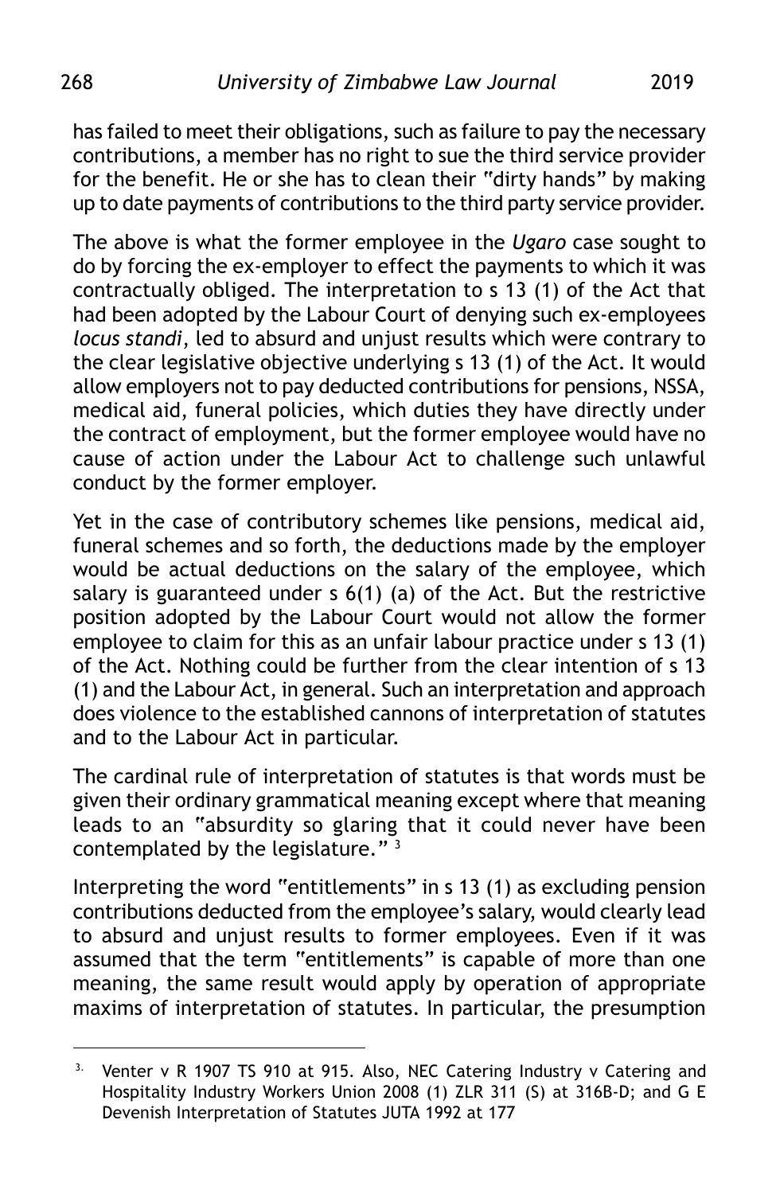has failed to meet their obligations, such as failure to pay the necessary contributions, a member has no right to sue the third service provider for the benefit. He or she has to clean their "dirty hands" by making up to date payments of contributions to the third party service provider.

The above is what the former employee in the *Ugaro* case sought to do by forcing the ex-employer to effect the payments to which it was contractually obliged. The interpretation to s 13 (1) of the Act that had been adopted by the Labour Court of denying such ex-employees *locus standi*, led to absurd and unjust results which were contrary to the clear legislative objective underlying s 13 (1) of the Act. It would allow employers not to pay deducted contributions for pensions, NSSA, medical aid, funeral policies, which duties they have directly under the contract of employment, but the former employee would have no cause of action under the Labour Act to challenge such unlawful conduct by the former employer.

Yet in the case of contributory schemes like pensions, medical aid, funeral schemes and so forth, the deductions made by the employer would be actual deductions on the salary of the employee, which salary is guaranteed under s 6(1) (a) of the Act. But the restrictive position adopted by the Labour Court would not allow the former employee to claim for this as an unfair labour practice under s 13 (1) of the Act. Nothing could be further from the clear intention of s 13 (1) and the Labour Act, in general. Such an interpretation and approach does violence to the established cannons of interpretation of statutes and to the Labour Act in particular.

The cardinal rule of interpretation of statutes is that words must be given their ordinary grammatical meaning except where that meaning leads to an "absurdity so glaring that it could never have been contemplated by the legislature." [3]

Interpreting the word "entitlements" in s 13 (1) as excluding pension contributions deducted from the employee's salary, would clearly lead to absurd and unjust results to former employees. Even if it was assumed that the term "entitlements" is capable of more than one meaning, the same result would apply by operation of appropriate maxims of interpretation of statutes. In particular, the presumption

---

[3] Venter v R 1907 TS 910 at 915. Also, NEC Catering Industry v Catering and Hospitality Industry Workers Union 2008 (1) ZLR 311 (S) at 316B-D; and G E Devenish Interpretation of Statutes JUTA 1992 at 177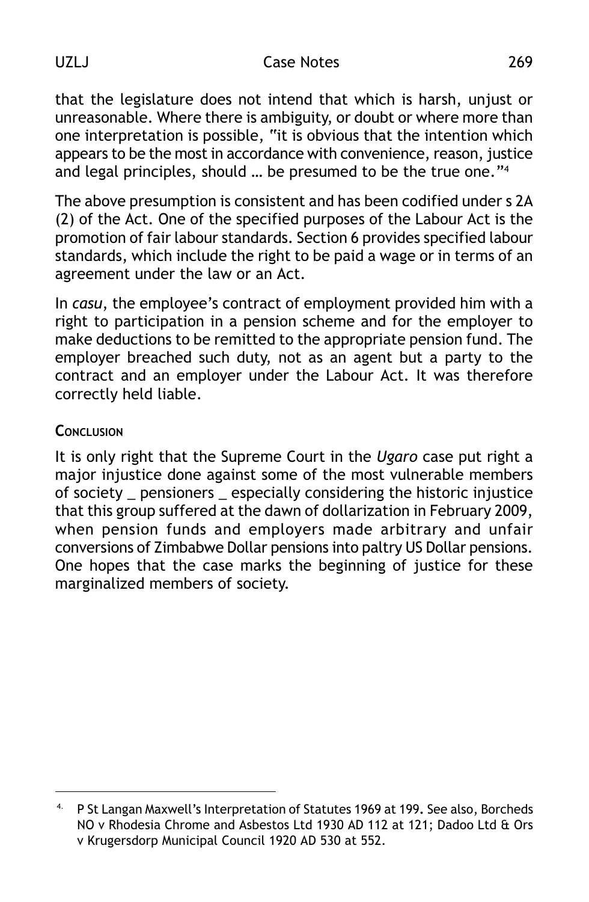that the legislature does not intend that which is harsh, unjust or unreasonable. Where there is ambiguity, or doubt or where more than one interpretation is possible, "it is obvious that the intention which appears to be the most in accordance with convenience, reason, justice and legal principles, should … be presumed to be the true one."[4]

The above presumption is consistent and has been codified under s 2A (2) of the Act. One of the specified purposes of the Labour Act is the promotion of fair labour standards. Section 6 provides specified labour standards, which include the right to be paid a wage or in terms of an agreement under the law or an Act.

In *casu*, the employee's contract of employment provided him with a right to participation in a pension scheme and for the employer to make deductions to be remitted to the appropriate pension fund. The employer breached such duty, not as an agent but a party to the contract and an employer under the Labour Act. It was therefore correctly held liable.

**Conclusion**

It is only right that the Supreme Court in the *Ugaro* case put right a major injustice done against some of the most vulnerable members of society _ pensioners _ especially considering the historic injustice that this group suffered at the dawn of dollarization in February 2009, when pension funds and employers made arbitrary and unfair conversions of Zimbabwe Dollar pensions into paltry US Dollar pensions. One hopes that the case marks the beginning of justice for these marginalized members of society.

---

4. P St Langan Maxwell's Interpretation of Statutes 1969 at 199. See also, Borcheds NO v Rhodesia Chrome and Asbestos Ltd 1930 AD 112 at 121; Dadoo Ltd & Ors v Krugersdorp Municipal Council 1920 AD 530 at 552.